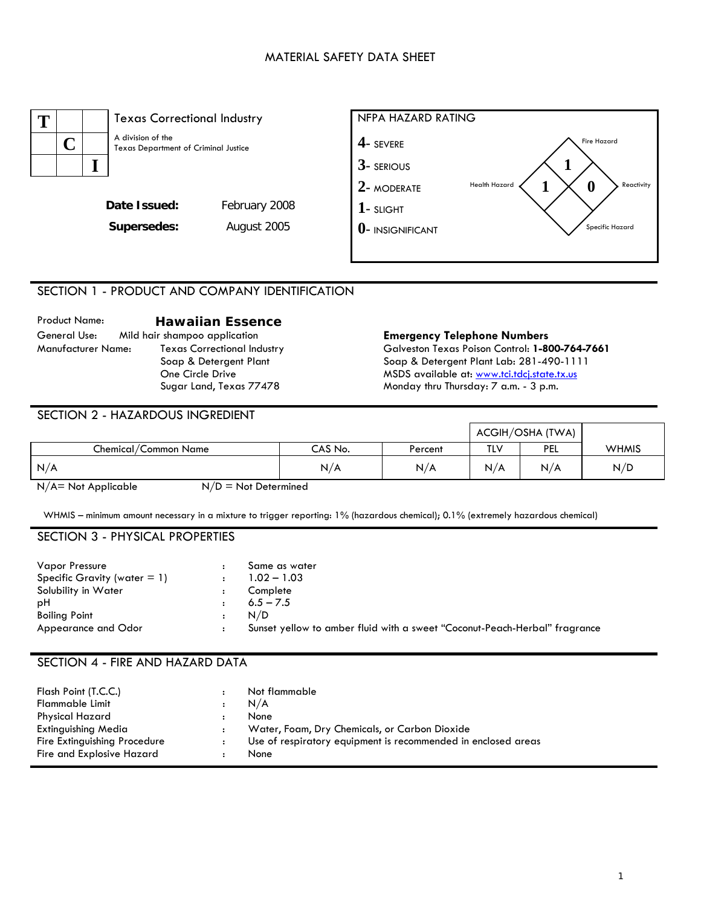# MATERIAL SAFETY DATA SHEET

**T C I**

Texas Correctional Industry

A division of the Texas Department of Criminal Justice

**Date Issued:** February 2008

**Supersedes:** August 2005

**NFPA HAZARD RATING**

- **4**- SEVERE
- **3**- SERIOUS
- **2**- MODERATE
- **1**- SLIGHT
- **0**- INSIGNIFICANT

Fire Hazard: **1**
Health Hazard: **1**
Reactivity: **0**
Specific Hazard:

## SECTION 1 - PRODUCT AND COMPANY IDENTIFICATION

Product Name: **Hawaiian Essence**

General Use: Mild hair shampoo application

Manufacturer Name: Texas Correctional Industry
Soap & Detergent Plant
One Circle Drive
Sugar Land, Texas 77478

**Emergency Telephone Numbers**

Galveston Texas Poison Control: **1-800-764-7661**

Soap & Detergent Plant Lab: 281-490-1111

MSDS available at: www.tci.tdcj.state.tx.us

Monday thru Thursday: 7 a.m. - 3 p.m.

## SECTION 2 - HAZARDOUS INGREDIENT

| Chemical/Common Name | CAS No. | Percent | ACGIH/OSHA (TWA) TLV | ACGIH/OSHA (TWA) PEL | WHMIS |
|---|---|---|---|---|---|
| N/A | N/A | N/A | N/A | N/A | N/D |

N/A= Not Applicable N/D = Not Determined

WHMIS – minimum amount necessary in a mixture to trigger reporting: 1% (hazardous chemical); 0.1% (extremely hazardous chemical)

## SECTION 3 - PHYSICAL PROPERTIES

| | | |
|---|---|---|
| Vapor Pressure | : | Same as water |
| Specific Gravity (water = 1) | : | 1.02 – 1.03 |
| Solubility in Water | : | Complete |
| pH | : | 6.5 – 7.5 |
| Boiling Point | : | N/D |
| Appearance and Odor | : | Sunset yellow to amber fluid with a sweet "Coconut-Peach-Herbal" fragrance |

## SECTION 4 - FIRE AND HAZARD DATA

| | | |
|---|---|---|
| Flash Point (T.C.C.) | : | Not flammable |
| Flammable Limit | : | N/A |
| Physical Hazard | : | None |
| Extinguishing Media | : | Water, Foam, Dry Chemicals, or Carbon Dioxide |
| Fire Extinguishing Procedure | : | Use of respiratory equipment is recommended in enclosed areas |
| Fire and Explosive Hazard | : | None |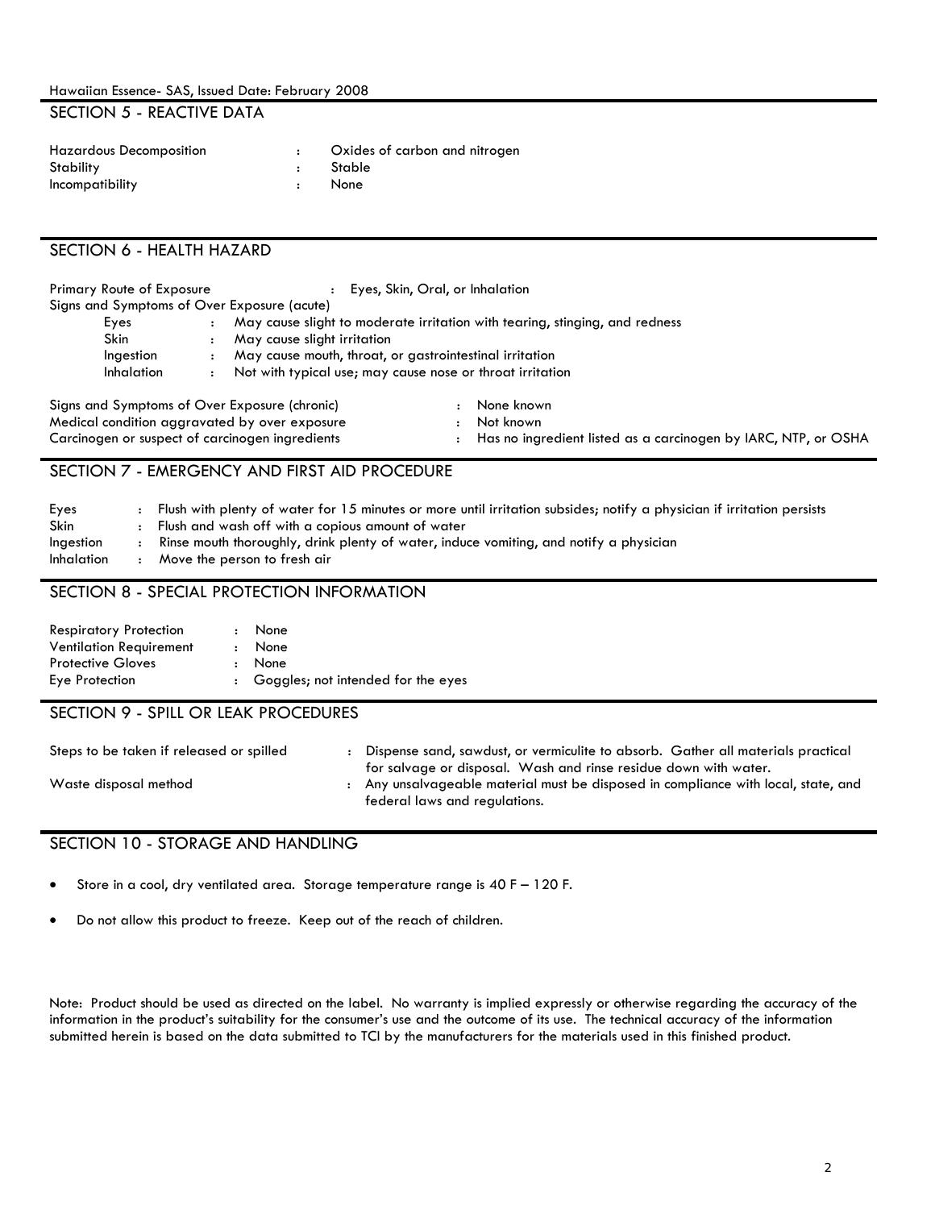## SECTION 5 - REACTIVE DATA

| | | |
|---|---|---|
| Hazardous Decomposition | : | Oxides of carbon and nitrogen |
| Stability | : | Stable |
| Incompatibility | : | None |

## SECTION 6 - HEALTH HAZARD

Primary Route of Exposure : Eyes, Skin, Oral, or Inhalation

Signs and Symptoms of Over Exposure (acute)

| | | |
|---|---|---|
| Eyes | : | May cause slight to moderate irritation with tearing, stinging, and redness |
| Skin | : | May cause slight irritation |
| Ingestion | : | May cause mouth, throat, or gastrointestinal irritation |
| Inhalation | : | Not with typical use; may cause nose or throat irritation |

| | | |
|---|---|---|
| Signs and Symptoms of Over Exposure (chronic) | : | None known |
| Medical condition aggravated by over exposure | : | Not known |
| Carcinogen or suspect of carcinogen ingredients | : | Has no ingredient listed as a carcinogen by IARC, NTP, or OSHA |

## SECTION 7 - EMERGENCY AND FIRST AID PROCEDURE

| | | |
|---|---|---|
| Eyes | : | Flush with plenty of water for 15 minutes or more until irritation subsides; notify a physician if irritation persists |
| Skin | : | Flush and wash off with a copious amount of water |
| Ingestion | : | Rinse mouth thoroughly, drink plenty of water, induce vomiting, and notify a physician |
| Inhalation | : | Move the person to fresh air |

## SECTION 8 - SPECIAL PROTECTION INFORMATION

| | | |
|---|---|---|
| Respiratory Protection | : | None |
| Ventilation Requirement | : | None |
| Protective Gloves | : | None |
| Eye Protection | : | Goggles; not intended for the eyes |

## SECTION 9 - SPILL OR LEAK PROCEDURES

| | | |
|---|---|---|
| Steps to be taken if released or spilled | : | Dispense sand, sawdust, or vermiculite to absorb. Gather all materials practical for salvage or disposal. Wash and rinse residue down with water. |
| Waste disposal method | : | Any unsalvageable material must be disposed in compliance with local, state, and federal laws and regulations. |

## SECTION 10 - STORAGE AND HANDLING

- Store in a cool, dry ventilated area. Storage temperature range is 40 F – 120 F.
- Do not allow this product to freeze. Keep out of the reach of children.

Note: Product should be used as directed on the label. No warranty is implied expressly or otherwise regarding the accuracy of the information in the product's suitability for the consumer's use and the outcome of its use. The technical accuracy of the information submitted herein is based on the data submitted to TCI by the manufacturers for the materials used in this finished product.